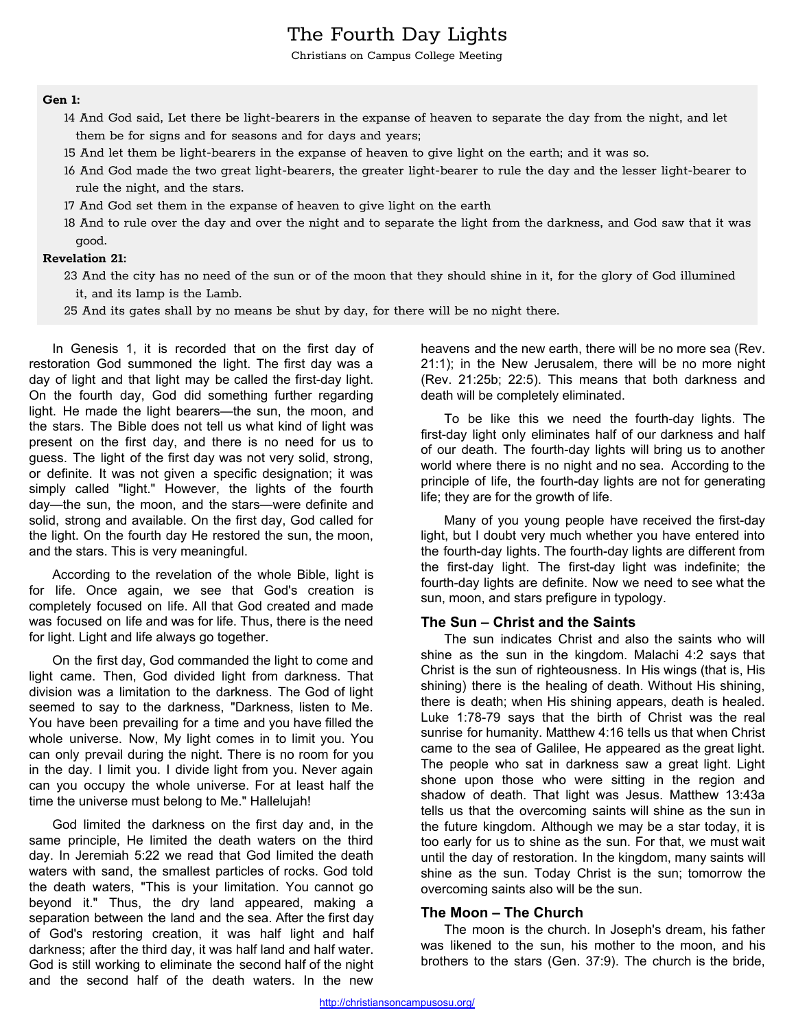# The Fourth Day Lights

Christians on Campus College Meeting

**Gen 1:**

14 And God said, Let there be light-bearers in the expanse of heaven to separate the day from the night, and let them be for signs and for seasons and for days and years;

15 And let them be light-bearers in the expanse of heaven to give light on the earth; and it was so.

16 And God made the two great light-bearers, the greater light-bearer to rule the day and the lesser light-bearer to rule the night, and the stars.

17 And God set them in the expanse of heaven to give light on the earth

18 And to rule over the day and over the night and to separate the light from the darkness, and God saw that it was good.

**Revelation 21:**

23 And the city has no need of the sun or of the moon that they should shine in it, for the glory of God illumined it, and its lamp is the Lamb.

25 And its gates shall by no means be shut by day, for there will be no night there.

In Genesis 1, it is recorded that on the first day of restoration God summoned the light. The first day was a day of light and that light may be called the first-day light. On the fourth day, God did something further regarding light. He made the light bearers—the sun, the moon, and the stars. The Bible does not tell us what kind of light was present on the first day, and there is no need for us to guess. The light of the first day was not very solid, strong, or definite. It was not given a specific designation; it was simply called "light." However, the lights of the fourth day—the sun, the moon, and the stars—were definite and solid, strong and available. On the first day, God called for the light. On the fourth day He restored the sun, the moon, and the stars. This is very meaningful.

According to the revelation of the whole Bible, light is for life. Once again, we see that God's creation is completely focused on life. All that God created and made was focused on life and was for life. Thus, there is the need for light. Light and life always go together.

On the first day, God commanded the light to come and light came. Then, God divided light from darkness. That division was a limitation to the darkness. The God of light seemed to say to the darkness, "Darkness, listen to Me. You have been prevailing for a time and you have filled the whole universe. Now, My light comes in to limit you. You can only prevail during the night. There is no room for you in the day. I limit you. I divide light from you. Never again can you occupy the whole universe. For at least half the time the universe must belong to Me." Hallelujah!

God limited the darkness on the first day and, in the same principle, He limited the death waters on the third day. In Jeremiah 5:22 we read that God limited the death waters with sand, the smallest particles of rocks. God told the death waters, "This is your limitation. You cannot go beyond it." Thus, the dry land appeared, making a separation between the land and the sea. After the first day of God's restoring creation, it was half light and half darkness; after the third day, it was half land and half water. God is still working to eliminate the second half of the night and the second half of the death waters. In the new heavens and the new earth, there will be no more sea (Rev. 21:1); in the New Jerusalem, there will be no more night (Rev. 21:25b; 22:5). This means that both darkness and death will be completely eliminated.

To be like this we need the fourth-day lights. The first-day light only eliminates half of our darkness and half of our death. The fourth-day lights will bring us to another world where there is no night and no sea. According to the principle of life, the fourth-day lights are not for generating life; they are for the growth of life.

Many of you young people have received the first-day light, but I doubt very much whether you have entered into the fourth-day lights. The fourth-day lights are different from the first-day light. The first-day light was indefinite; the fourth-day lights are definite. Now we need to see what the sun, moon, and stars prefigure in typology.

## The Sun – Christ and the Saints

The sun indicates Christ and also the saints who will shine as the sun in the kingdom. Malachi 4:2 says that Christ is the sun of righteousness. In His wings (that is, His shining) there is the healing of death. Without His shining, there is death; when His shining appears, death is healed. Luke 1:78-79 says that the birth of Christ was the real sunrise for humanity. Matthew 4:16 tells us that when Christ came to the sea of Galilee, He appeared as the great light. The people who sat in darkness saw a great light. Light shone upon those who were sitting in the region and shadow of death. That light was Jesus. Matthew 13:43a tells us that the overcoming saints will shine as the sun in the future kingdom. Although we may be a star today, it is too early for us to shine as the sun. For that, we must wait until the day of restoration. In the kingdom, many saints will shine as the sun. Today Christ is the sun; tomorrow the overcoming saints also will be the sun.

## The Moon – The Church

The moon is the church. In Joseph's dream, his father was likened to the sun, his mother to the moon, and his brothers to the stars (Gen. 37:9). The church is the bride,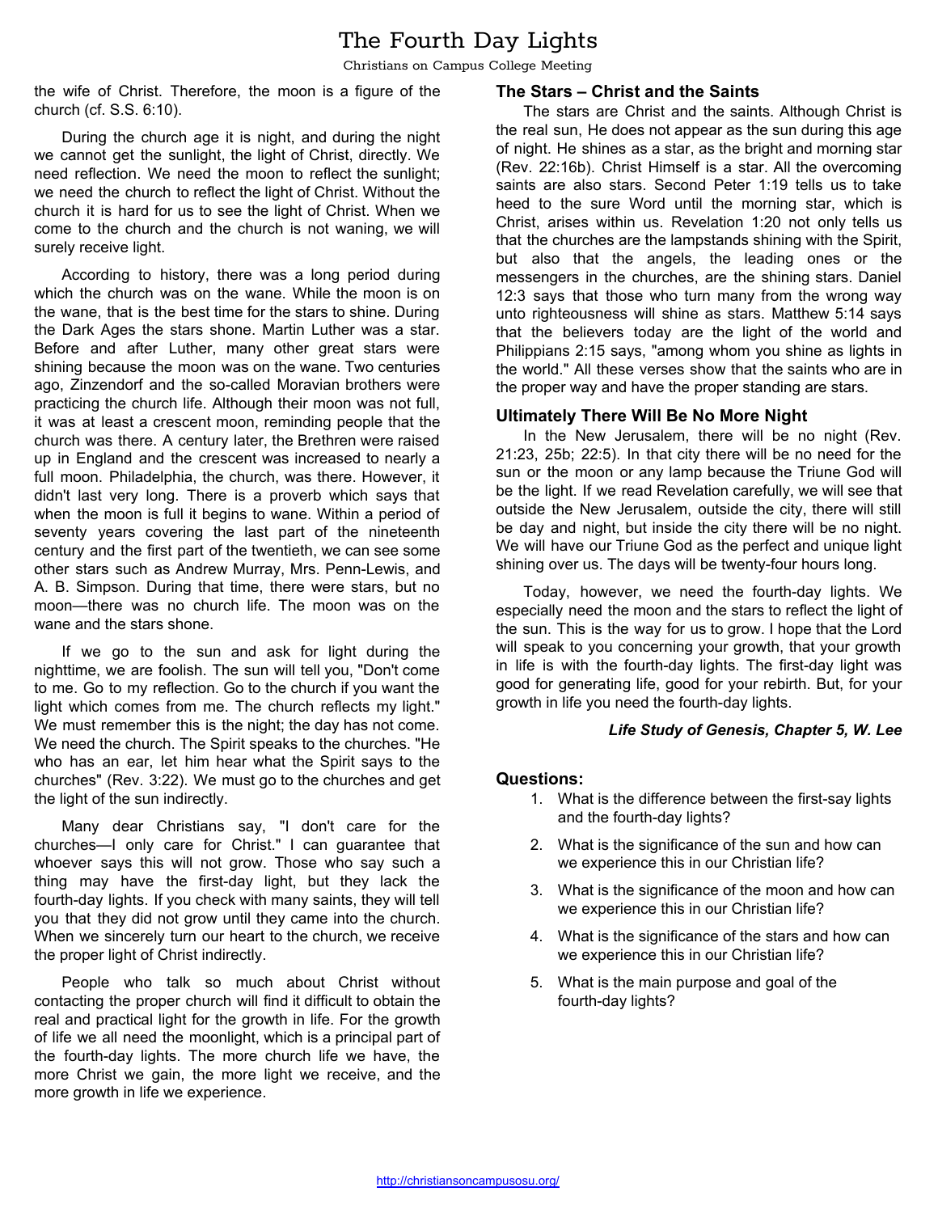the wife of Christ. Therefore, the moon is a figure of the church (cf. S.S. 6:10).

During the church age it is night, and during the night we cannot get the sunlight, the light of Christ, directly. We need reflection. We need the moon to reflect the sunlight; we need the church to reflect the light of Christ. Without the church it is hard for us to see the light of Christ. When we come to the church and the church is not waning, we will surely receive light.

According to history, there was a long period during which the church was on the wane. While the moon is on the wane, that is the best time for the stars to shine. During the Dark Ages the stars shone. Martin Luther was a star. Before and after Luther, many other great stars were shining because the moon was on the wane. Two centuries ago, Zinzendorf and the so-called Moravian brothers were practicing the church life. Although their moon was not full, it was at least a crescent moon, reminding people that the church was there. A century later, the Brethren were raised up in England and the crescent was increased to nearly a full moon. Philadelphia, the church, was there. However, it didn't last very long. There is a proverb which says that when the moon is full it begins to wane. Within a period of seventy years covering the last part of the nineteenth century and the first part of the twentieth, we can see some other stars such as Andrew Murray, Mrs. Penn-Lewis, and A. B. Simpson. During that time, there were stars, but no moon—there was no church life. The moon was on the wane and the stars shone.

If we go to the sun and ask for light during the nighttime, we are foolish. The sun will tell you, "Don't come to me. Go to my reflection. Go to the church if you want the light which comes from me. The church reflects my light." We must remember this is the night; the day has not come. We need the church. The Spirit speaks to the churches. "He who has an ear, let him hear what the Spirit says to the churches" (Rev. 3:22). We must go to the churches and get the light of the sun indirectly.

Many dear Christians say, "I don't care for the churches—I only care for Christ." I can guarantee that whoever says this will not grow. Those who say such a thing may have the first-day light, but they lack the fourth-day lights. If you check with many saints, they will tell you that they did not grow until they came into the church. When we sincerely turn our heart to the church, we receive the proper light of Christ indirectly.

People who talk so much about Christ without contacting the proper church will find it difficult to obtain the real and practical light for the growth in life. For the growth of life we all need the moonlight, which is a principal part of the fourth-day lights. The more church life we have, the more Christ we gain, the more light we receive, and the more growth in life we experience.

### The Stars – Christ and the Saints

The stars are Christ and the saints. Although Christ is the real sun, He does not appear as the sun during this age of night. He shines as a star, as the bright and morning star (Rev. 22:16b). Christ Himself is a star. All the overcoming saints are also stars. Second Peter 1:19 tells us to take heed to the sure Word until the morning star, which is Christ, arises within us. Revelation 1:20 not only tells us that the churches are the lampstands shining with the Spirit, but also that the angels, the leading ones or the messengers in the churches, are the shining stars. Daniel 12:3 says that those who turn many from the wrong way unto righteousness will shine as stars. Matthew 5:14 says that the believers today are the light of the world and Philippians 2:15 says, "among whom you shine as lights in the world." All these verses show that the saints who are in the proper way and have the proper standing are stars.

### Ultimately There Will Be No More Night

In the New Jerusalem, there will be no night (Rev. 21:23, 25b; 22:5). In that city there will be no need for the sun or the moon or any lamp because the Triune God will be the light. If we read Revelation carefully, we will see that outside the New Jerusalem, outside the city, there will still be day and night, but inside the city there will be no night. We will have our Triune God as the perfect and unique light shining over us. The days will be twenty-four hours long.

Today, however, we need the fourth-day lights. We especially need the moon and the stars to reflect the light of the sun. This is the way for us to grow. I hope that the Lord will speak to you concerning your growth, that your growth in life is with the fourth-day lights. The first-day light was good for generating life, good for your rebirth. But, for your growth in life you need the fourth-day lights.

***Life Study of Genesis, Chapter 5, W. Lee***

### Questions:

1. What is the difference between the first-say lights and the fourth-day lights?
2. What is the significance of the sun and how can we experience this in our Christian life?
3. What is the significance of the moon and how can we experience this in our Christian life?
4. What is the significance of the stars and how can we experience this in our Christian life?
5. What is the main purpose and goal of the fourth-day lights?